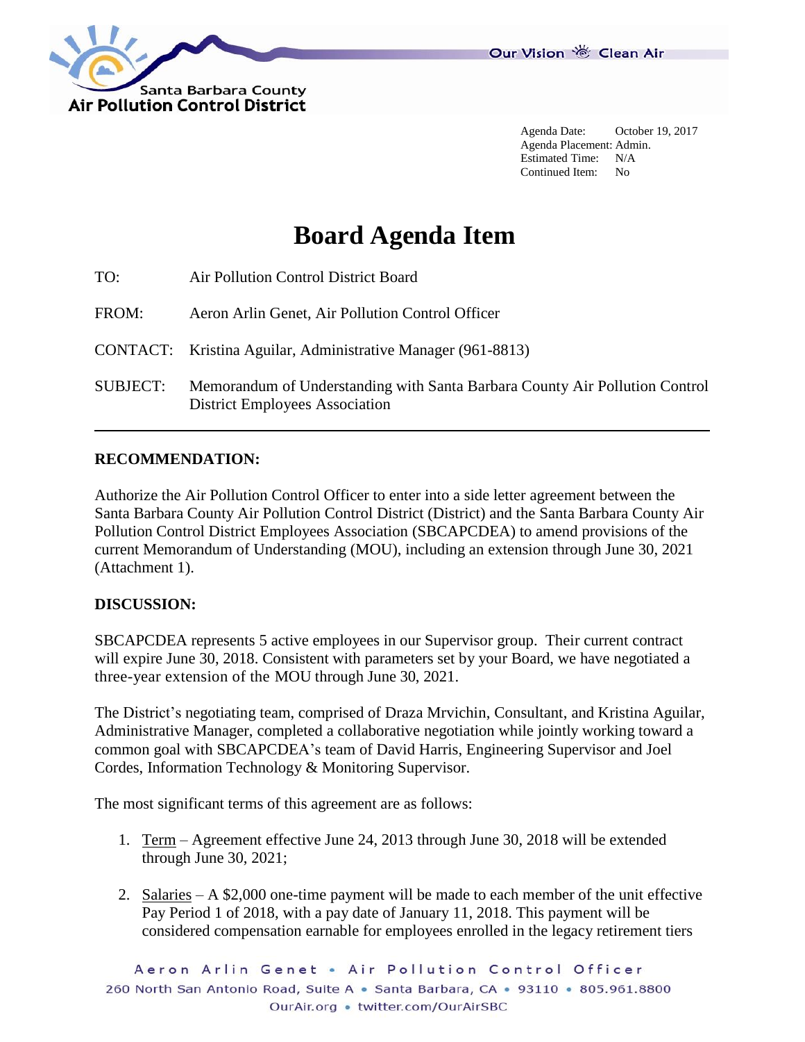Santa Barbara County
Air Pollution Control District

Our Vision Clean Air

Agenda Date: October 19, 2017
Agenda Placement: Admin.
Estimated Time: N/A
Continued Item: No

# Board Agenda Item

TO: Air Pollution Control District Board

FROM: Aeron Arlin Genet, Air Pollution Control Officer

CONTACT: Kristina Aguilar, Administrative Manager (961-8813)

SUBJECT: Memorandum of Understanding with Santa Barbara County Air Pollution Control District Employees Association

---

## RECOMMENDATION:

Authorize the Air Pollution Control Officer to enter into a side letter agreement between the Santa Barbara County Air Pollution Control District (District) and the Santa Barbara County Air Pollution Control District Employees Association (SBCAPCDEA) to amend provisions of the current Memorandum of Understanding (MOU), including an extension through June 30, 2021 (Attachment 1).

## DISCUSSION:

SBCAPCDEA represents 5 active employees in our Supervisor group. Their current contract will expire June 30, 2018. Consistent with parameters set by your Board, we have negotiated a three-year extension of the MOU through June 30, 2021.

The District's negotiating team, comprised of Draza Mrvichin, Consultant, and Kristina Aguilar, Administrative Manager, completed a collaborative negotiation while jointly working toward a common goal with SBCAPCDEA's team of David Harris, Engineering Supervisor and Joel Cordes, Information Technology & Monitoring Supervisor.

The most significant terms of this agreement are as follows:

1. Term – Agreement effective June 24, 2013 through June 30, 2018 will be extended through June 30, 2021;
2. Salaries – A $2,000 one-time payment will be made to each member of the unit effective Pay Period 1 of 2018, with a pay date of January 11, 2018. This payment will be considered compensation earnable for employees enrolled in the legacy retirement tiers

Aeron Arlin Genet • Air Pollution Control Officer
260 North San Antonio Road, Suite A • Santa Barbara, CA • 93110 • 805.961.8800
OurAir.org • twitter.com/OurAirSBC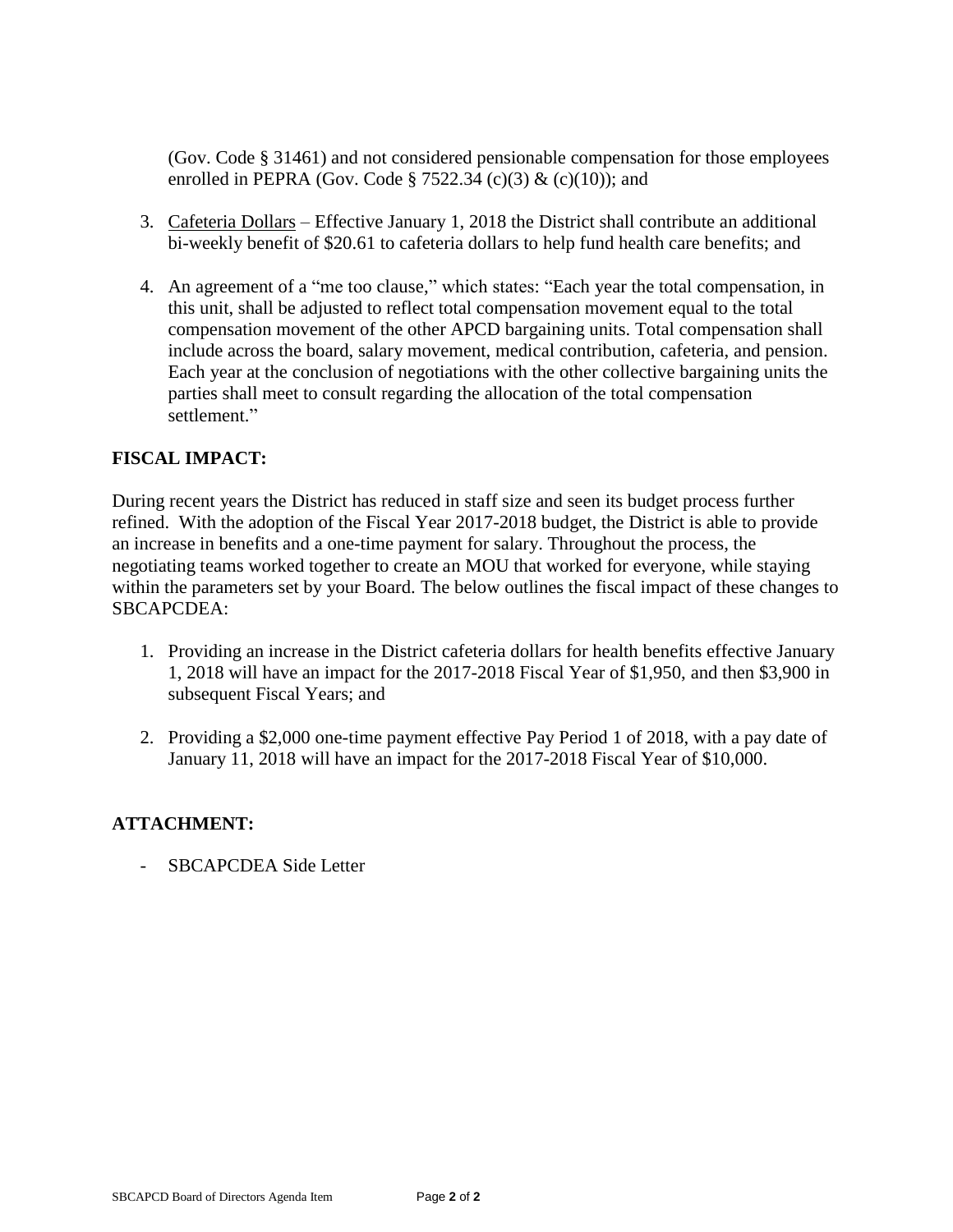(Gov. Code § 31461) and not considered pensionable compensation for those employees enrolled in PEPRA (Gov. Code § 7522.34 (c)(3) & (c)(10)); and

3. Cafeteria Dollars – Effective January 1, 2018 the District shall contribute an additional bi-weekly benefit of $20.61 to cafeteria dollars to help fund health care benefits; and

4. An agreement of a "me too clause," which states: "Each year the total compensation, in this unit, shall be adjusted to reflect total compensation movement equal to the total compensation movement of the other APCD bargaining units. Total compensation shall include across the board, salary movement, medical contribution, cafeteria, and pension. Each year at the conclusion of negotiations with the other collective bargaining units the parties shall meet to consult regarding the allocation of the total compensation settlement."

## FISCAL IMPACT:

During recent years the District has reduced in staff size and seen its budget process further refined. With the adoption of the Fiscal Year 2017-2018 budget, the District is able to provide an increase in benefits and a one-time payment for salary. Throughout the process, the negotiating teams worked together to create an MOU that worked for everyone, while staying within the parameters set by your Board. The below outlines the fiscal impact of these changes to SBCAPCDEA:

1. Providing an increase in the District cafeteria dollars for health benefits effective January 1, 2018 will have an impact for the 2017-2018 Fiscal Year of $1,950, and then $3,900 in subsequent Fiscal Years; and

2. Providing a $2,000 one-time payment effective Pay Period 1 of 2018, with a pay date of January 11, 2018 will have an impact for the 2017-2018 Fiscal Year of $10,000.

## ATTACHMENT:

- SBCAPCDEA Side Letter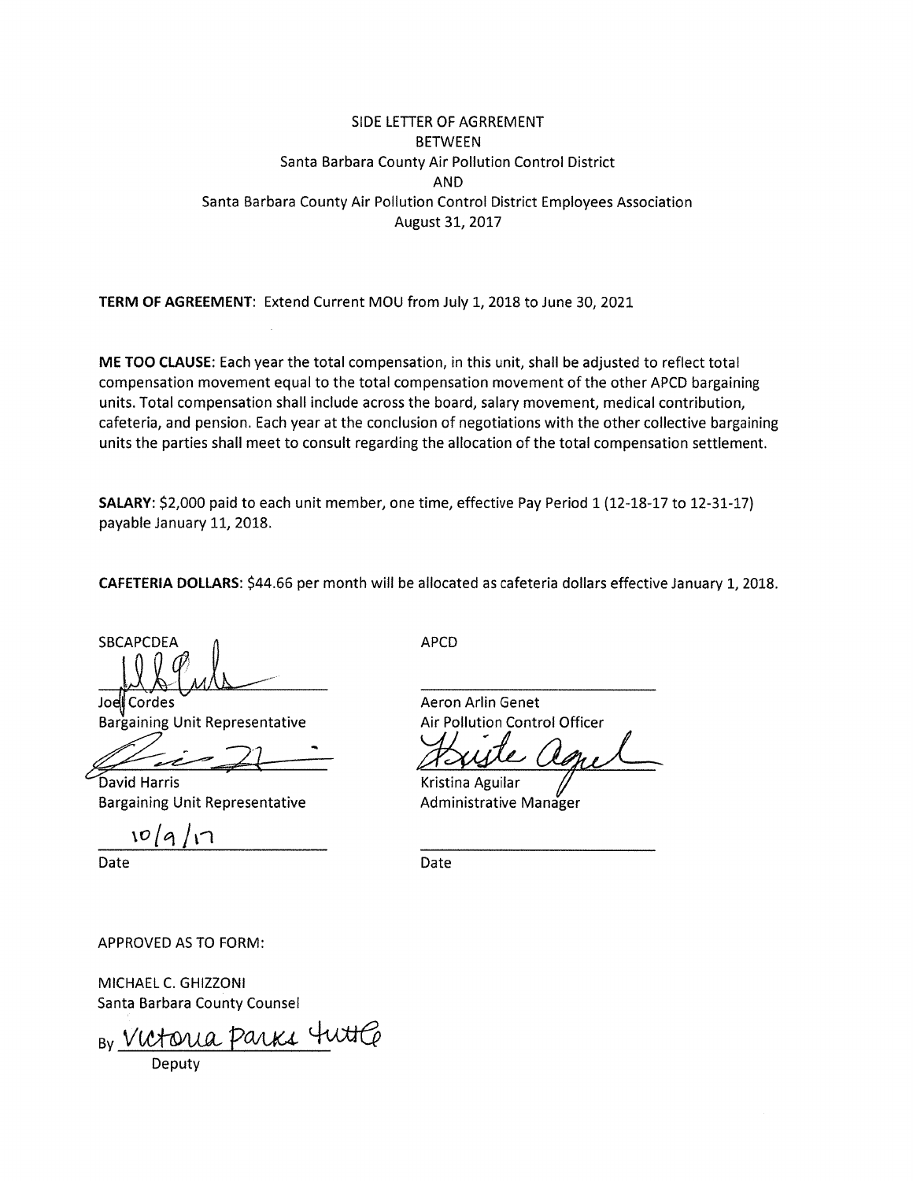SIDE LETTER OF AGRREMENT
BETWEEN
Santa Barbara County Air Pollution Control District
AND
Santa Barbara County Air Pollution Control District Employees Association
August 31, 2017

**TERM OF AGREEMENT**: Extend Current MOU from July 1, 2018 to June 30, 2021

**ME TOO CLAUSE**: Each year the total compensation, in this unit, shall be adjusted to reflect total compensation movement equal to the total compensation movement of the other APCD bargaining units. Total compensation shall include across the board, salary movement, medical contribution, cafeteria, and pension. Each year at the conclusion of negotiations with the other collective bargaining units the parties shall meet to consult regarding the allocation of the total compensation settlement.

**SALARY**: $2,000 paid to each unit member, one time, effective Pay Period 1 (12-18-17 to 12-31-17) payable January 11, 2018.

**CAFETERIA DOLLARS**: $44.66 per month will be allocated as cafeteria dollars effective January 1, 2018.

SBCAPCDEA

Joel Cordes
Bargaining Unit Representative

David Harris
Bargaining Unit Representative

10/9/17
Date

APCD

Aeron Arlin Genet
Air Pollution Control Officer

Kristina Aguilar
Administrative Manager

Date

APPROVED AS TO FORM:

MICHAEL C. GHIZZONI
Santa Barbara County Counsel

By Victoria Parks Tuttle
Deputy